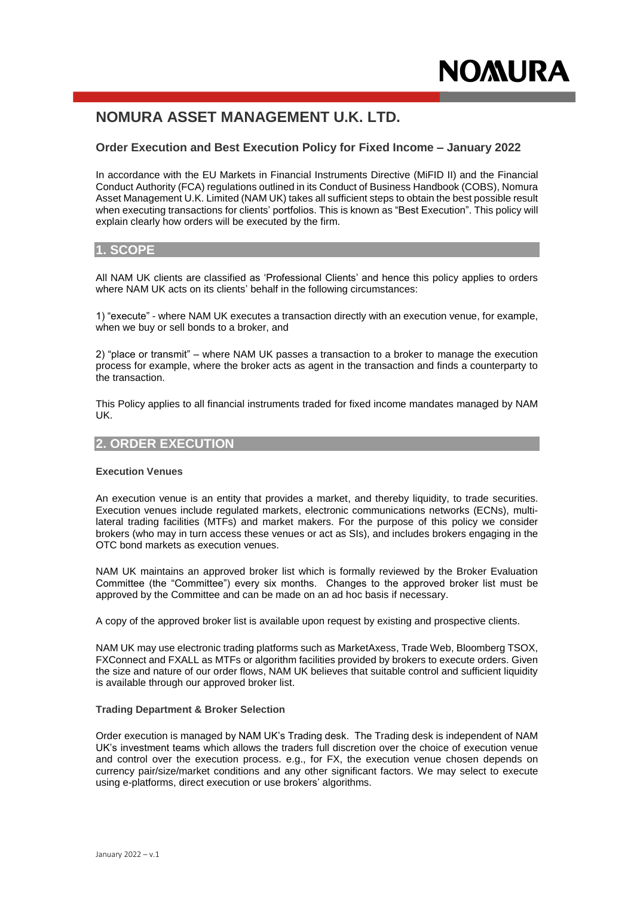# NOMURA ASSET MANAGEMENT U.K. LTD.

### Order Execution and Best Execution Policy for Fixed Income – January 2022

In accordance with the EU Markets in Financial Instruments Directive (MiFID II) and the Financial Conduct Authority (FCA) regulations outlined in its Conduct of Business Handbook (COBS), Nomura Asset Management U.K. Limited (NAM UK) takes all sufficient steps to obtain the best possible result when executing transactions for clients' portfolios. This is known as "Best Execution". This policy will explain clearly how orders will be executed by the firm.

## 1. SCOPE

All NAM UK clients are classified as 'Professional Clients' and hence this policy applies to orders where NAM UK acts on its clients' behalf in the following circumstances:

1) "execute" - where NAM UK executes a transaction directly with an execution venue, for example, when we buy or sell bonds to a broker, and

2) "place or transmit" – where NAM UK passes a transaction to a broker to manage the execution process for example, where the broker acts as agent in the transaction and finds a counterparty to the transaction.

This Policy applies to all financial instruments traded for fixed income mandates managed by NAM UK.

## 2. ORDER EXECUTION

**Execution Venues**

An execution venue is an entity that provides a market, and thereby liquidity, to trade securities. Execution venues include regulated markets, electronic communications networks (ECNs), multi-lateral trading facilities (MTFs) and market makers. For the purpose of this policy we consider brokers (who may in turn access these venues or act as SIs), and includes brokers engaging in the OTC bond markets as execution venues.

NAM UK maintains an approved broker list which is formally reviewed by the Broker Evaluation Committee (the "Committee") every six months. Changes to the approved broker list must be approved by the Committee and can be made on an ad hoc basis if necessary.

A copy of the approved broker list is available upon request by existing and prospective clients.

NAM UK may use electronic trading platforms such as MarketAxess, Trade Web, Bloomberg TSOX, FXConnect and FXALL as MTFs or algorithm facilities provided by brokers to execute orders. Given the size and nature of our order flows, NAM UK believes that suitable control and sufficient liquidity is available through our approved broker list.

**Trading Department & Broker Selection**

Order execution is managed by NAM UK's Trading desk. The Trading desk is independent of NAM UK's investment teams which allows the traders full discretion over the choice of execution venue and control over the execution process. e.g., for FX, the execution venue chosen depends on currency pair/size/market conditions and any other significant factors. We may select to execute using e-platforms, direct execution or use brokers' algorithms.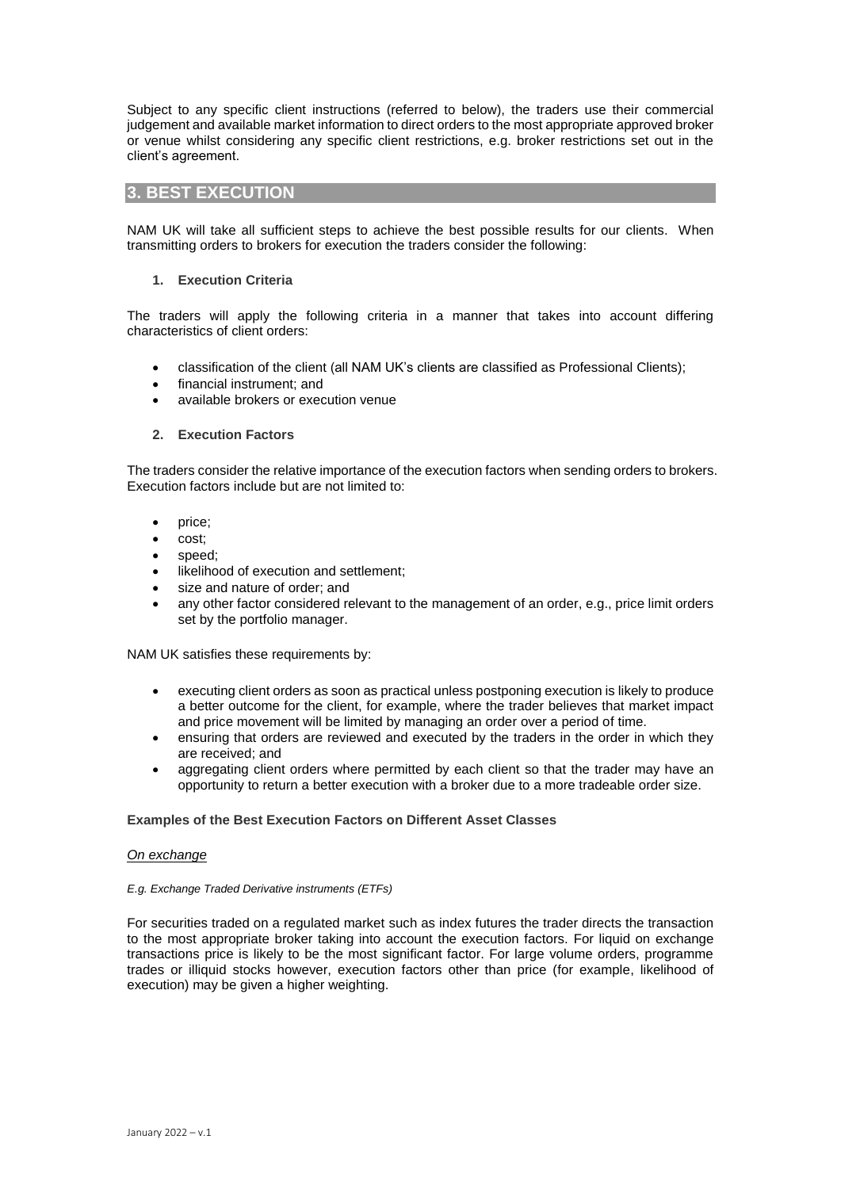Subject to any specific client instructions (referred to below), the traders use their commercial judgement and available market information to direct orders to the most appropriate approved broker or venue whilst considering any specific client restrictions, e.g. broker restrictions set out in the client's agreement.

## 3. BEST EXECUTION

NAM UK will take all sufficient steps to achieve the best possible results for our clients. When transmitting orders to brokers for execution the traders consider the following:

### 1. Execution Criteria

The traders will apply the following criteria in a manner that takes into account differing characteristics of client orders:

- classification of the client (all NAM UK's clients are classified as Professional Clients);
- financial instrument; and
- available brokers or execution venue

### 2. Execution Factors

The traders consider the relative importance of the execution factors when sending orders to brokers. Execution factors include but are not limited to:

- price;
- cost;
- speed;
- likelihood of execution and settlement;
- size and nature of order; and
- any other factor considered relevant to the management of an order, e.g., price limit orders set by the portfolio manager.

NAM UK satisfies these requirements by:

- executing client orders as soon as practical unless postponing execution is likely to produce a better outcome for the client, for example, where the trader believes that market impact and price movement will be limited by managing an order over a period of time.
- ensuring that orders are reviewed and executed by the traders in the order in which they are received; and
- aggregating client orders where permitted by each client so that the trader may have an opportunity to return a better execution with a broker due to a more tradeable order size.

**Examples of the Best Execution Factors on Different Asset Classes**

*On exchange*

*E.g. Exchange Traded Derivative instruments (ETFs)*

For securities traded on a regulated market such as index futures the trader directs the transaction to the most appropriate broker taking into account the execution factors. For liquid on exchange transactions price is likely to be the most significant factor. For large volume orders, programme trades or illiquid stocks however, execution factors other than price (for example, likelihood of execution) may be given a higher weighting.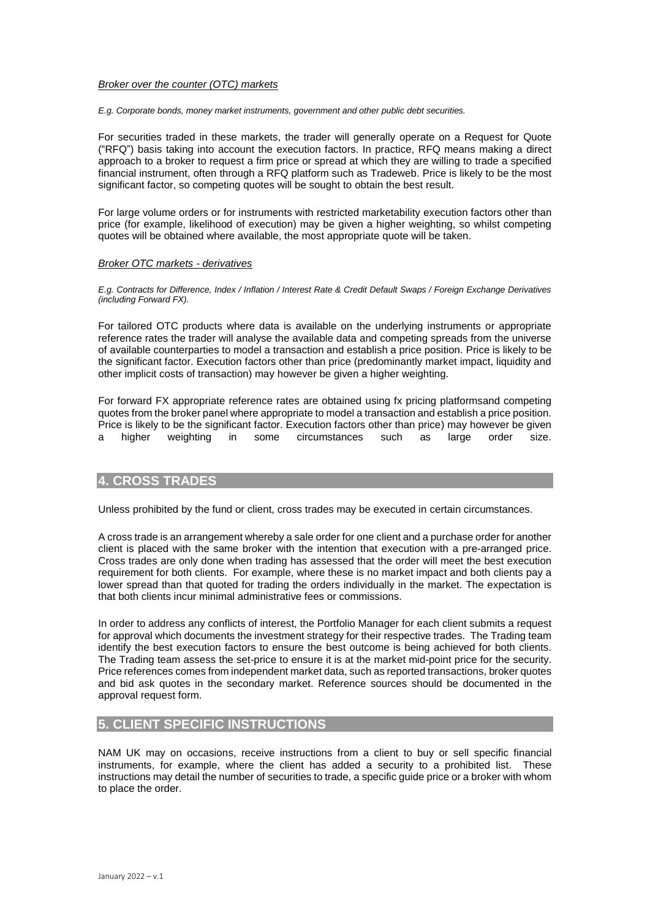*Broker over the counter (OTC) markets*

*E.g. Corporate bonds, money market instruments, government and other public debt securities.*

For securities traded in these markets, the trader will generally operate on a Request for Quote ("RFQ") basis taking into account the execution factors. In practice, RFQ means making a direct approach to a broker to request a firm price or spread at which they are willing to trade a specified financial instrument, often through a RFQ platform such as Tradeweb. Price is likely to be the most significant factor, so competing quotes will be sought to obtain the best result.

For large volume orders or for instruments with restricted marketability execution factors other than price (for example, likelihood of execution) may be given a higher weighting, so whilst competing quotes will be obtained where available, the most appropriate quote will be taken.

*Broker OTC markets - derivatives*

*E.g. Contracts for Difference, Index / Inflation / Interest Rate & Credit Default Swaps / Foreign Exchange Derivatives (including Forward FX).*

For tailored OTC products where data is available on the underlying instruments or appropriate reference rates the trader will analyse the available data and competing spreads from the universe of available counterparties to model a transaction and establish a price position. Price is likely to be the significant factor. Execution factors other than price (predominantly market impact, liquidity and other implicit costs of transaction) may however be given a higher weighting.

For forward FX appropriate reference rates are obtained using fx pricing platformsand competing quotes from the broker panel where appropriate to model a transaction and establish a price position. Price is likely to be the significant factor. Execution factors other than price) may however be given a higher weighting in some circumstances such as large order size.

## 4. CROSS TRADES

Unless prohibited by the fund or client, cross trades may be executed in certain circumstances.

A cross trade is an arrangement whereby a sale order for one client and a purchase order for another client is placed with the same broker with the intention that execution with a pre-arranged price. Cross trades are only done when trading has assessed that the order will meet the best execution requirement for both clients. For example, where these is no market impact and both clients pay a lower spread than that quoted for trading the orders individually in the market. The expectation is that both clients incur minimal administrative fees or commissions.

In order to address any conflicts of interest, the Portfolio Manager for each client submits a request for approval which documents the investment strategy for their respective trades. The Trading team identify the best execution factors to ensure the best outcome is being achieved for both clients. The Trading team assess the set-price to ensure it is at the market mid-point price for the security. Price references comes from independent market data, such as reported transactions, broker quotes and bid ask quotes in the secondary market. Reference sources should be documented in the approval request form.

## 5. CLIENT SPECIFIC INSTRUCTIONS

NAM UK may on occasions, receive instructions from a client to buy or sell specific financial instruments, for example, where the client has added a security to a prohibited list. These instructions may detail the number of securities to trade, a specific guide price or a broker with whom to place the order.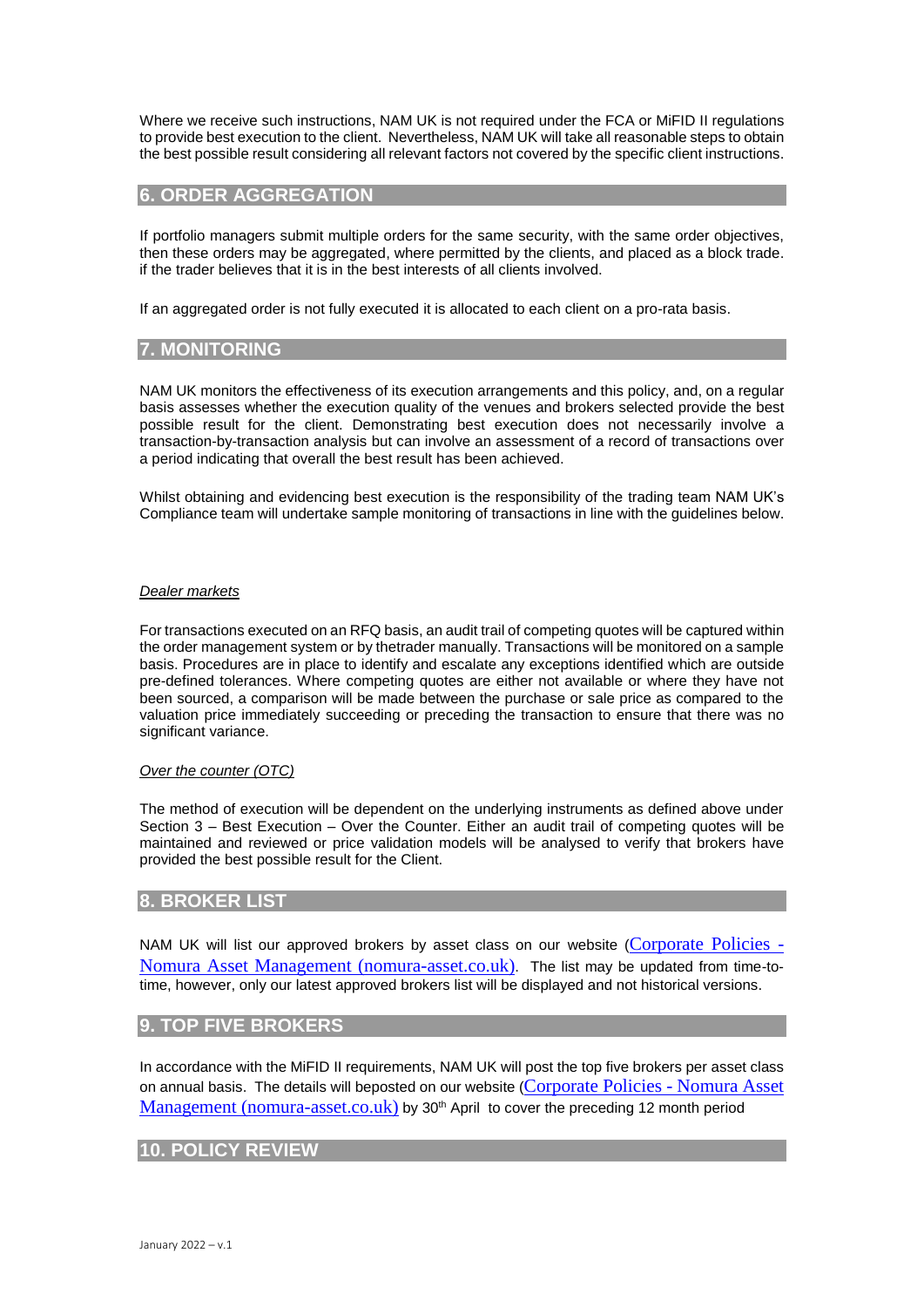Where we receive such instructions, NAM UK is not required under the FCA or MiFID II regulations to provide best execution to the client. Nevertheless, NAM UK will take all reasonable steps to obtain the best possible result considering all relevant factors not covered by the specific client instructions.

## 6. ORDER AGGREGATION

If portfolio managers submit multiple orders for the same security, with the same order objectives, then these orders may be aggregated, where permitted by the clients, and placed as a block trade. if the trader believes that it is in the best interests of all clients involved.

If an aggregated order is not fully executed it is allocated to each client on a pro-rata basis.

## 7. MONITORING

NAM UK monitors the effectiveness of its execution arrangements and this policy, and, on a regular basis assesses whether the execution quality of the venues and brokers selected provide the best possible result for the client. Demonstrating best execution does not necessarily involve a transaction-by-transaction analysis but can involve an assessment of a record of transactions over a period indicating that overall the best result has been achieved.

Whilst obtaining and evidencing best execution is the responsibility of the trading team NAM UK's Compliance team will undertake sample monitoring of transactions in line with the guidelines below.

*Dealer markets*

For transactions executed on an RFQ basis, an audit trail of competing quotes will be captured within the order management system or by thetrader manually. Transactions will be monitored on a sample basis. Procedures are in place to identify and escalate any exceptions identified which are outside pre-defined tolerances. Where competing quotes are either not available or where they have not been sourced, a comparison will be made between the purchase or sale price as compared to the valuation price immediately succeeding or preceding the transaction to ensure that there was no significant variance.

*Over the counter (OTC)*

The method of execution will be dependent on the underlying instruments as defined above under Section 3 – Best Execution – Over the Counter. Either an audit trail of competing quotes will be maintained and reviewed or price validation models will be analysed to verify that brokers have provided the best possible result for the Client.

## 8. BROKER LIST

NAM UK will list our approved brokers by asset class on our website (Corporate Policies - Nomura Asset Management (nomura-asset.co.uk). The list may be updated from time-to-time, however, only our latest approved brokers list will be displayed and not historical versions.

## 9. TOP FIVE BROKERS

In accordance with the MiFID II requirements, NAM UK will post the top five brokers per asset class on annual basis. The details will beposted on our website (Corporate Policies - Nomura Asset Management (nomura-asset.co.uk) by 30th April to cover the preceding 12 month period

## 10. POLICY REVIEW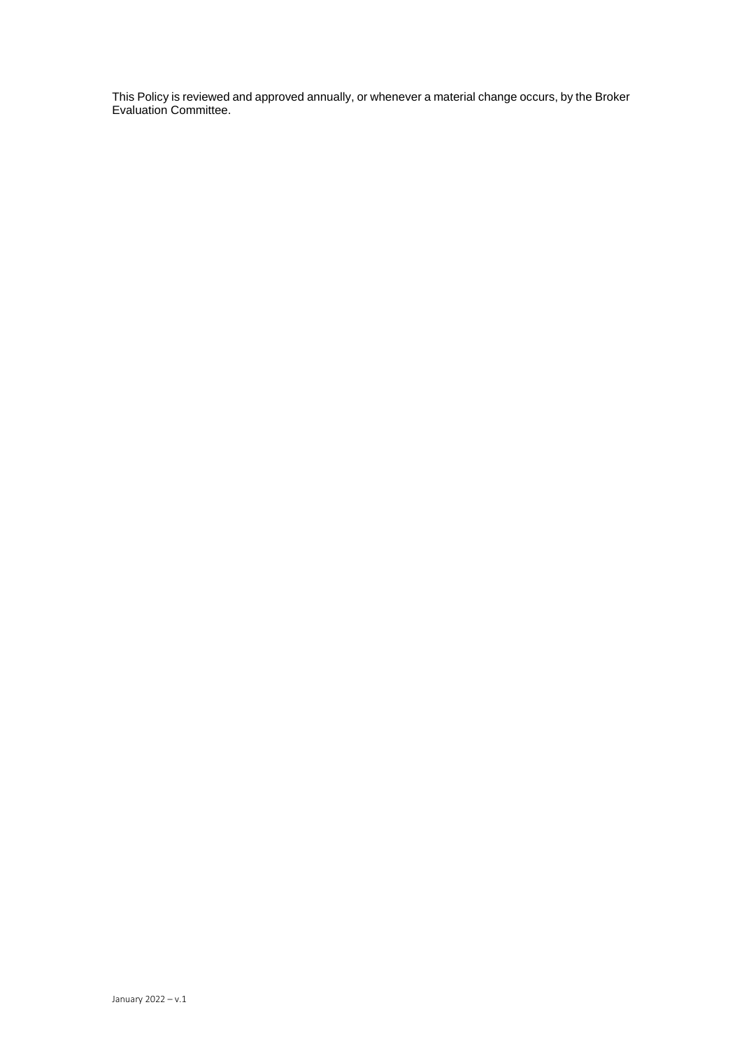This Policy is reviewed and approved annually, or whenever a material change occurs, by the Broker Evaluation Committee.